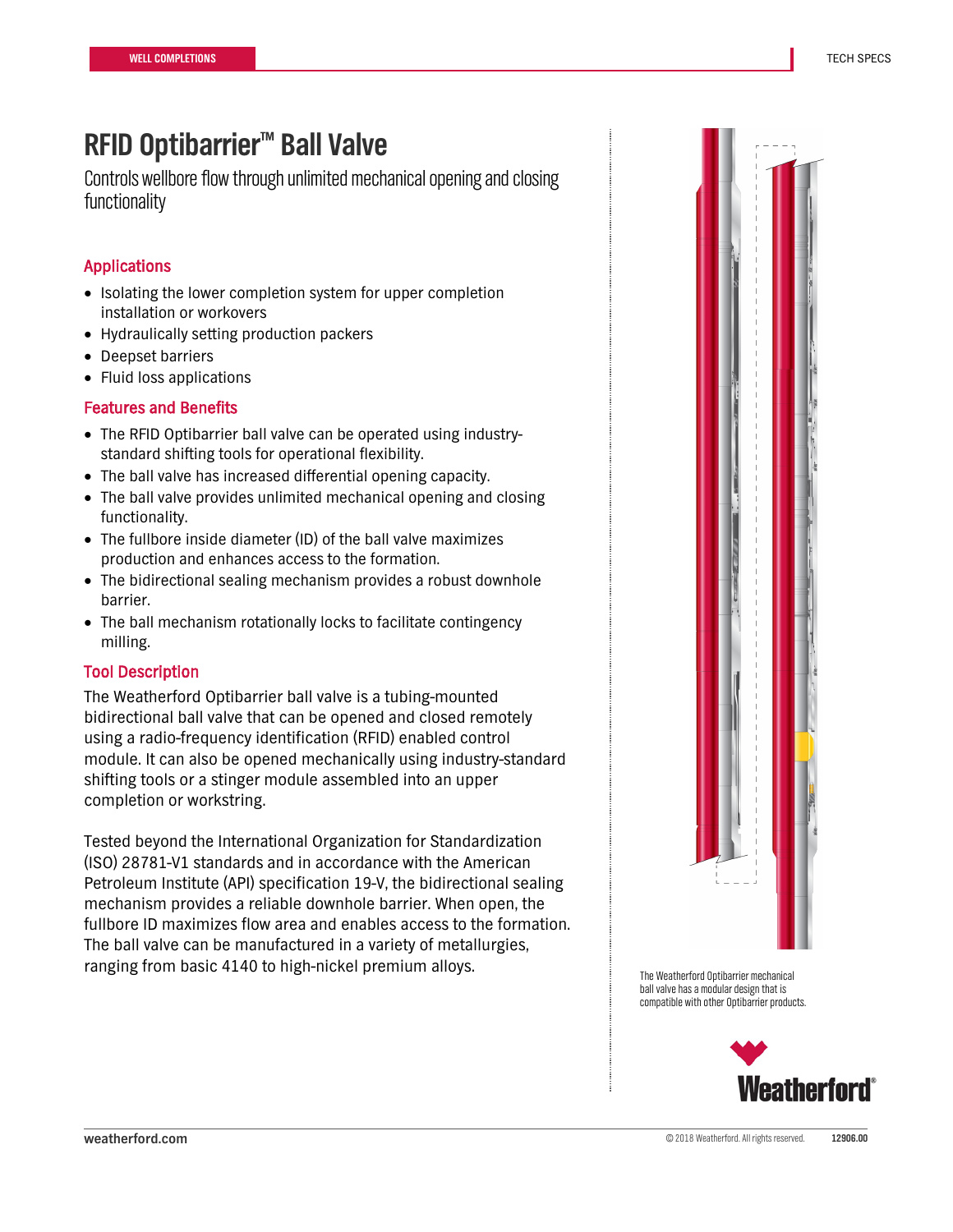# RFID Optibarrier™ Ball Valve

Controls wellbore flow through unlimited mechanical opening and closing functionality

## Applications

- Isolating the lower completion system for upper completion installation or workovers
- Hydraulically setting production packers
- Deepset barriers
- Fluid loss applications

## Features and Benefits

- The RFID Optibarrier ball valve can be operated using industry-standard shifting tools for operational flexibility.
- The ball valve has increased differential opening capacity.
- The ball valve provides unlimited mechanical opening and closing functionality.
- The fullbore inside diameter (ID) of the ball valve maximizes production and enhances access to the formation.
- The bidirectional sealing mechanism provides a robust downhole barrier.
- The ball mechanism rotationally locks to facilitate contingency milling.

## Tool Description

The Weatherford Optibarrier ball valve is a tubing-mounted bidirectional ball valve that can be opened and closed remotely using a radio-frequency identification (RFID) enabled control module. It can also be opened mechanically using industry-standard shifting tools or a stinger module assembled into an upper completion or workstring.

Tested beyond the International Organization for Standardization (ISO) 28781-V1 standards and in accordance with the American Petroleum Institute (API) specification 19-V, the bidirectional sealing mechanism provides a reliable downhole barrier. When open, the fullbore ID maximizes flow area and enables access to the formation. The ball valve can be manufactured in a variety of metallurgies, ranging from basic 4140 to high-nickel premium alloys.

The Weatherford Optibarrier mechanical ball valve has a modular design that is compatible with other Optibarrier products.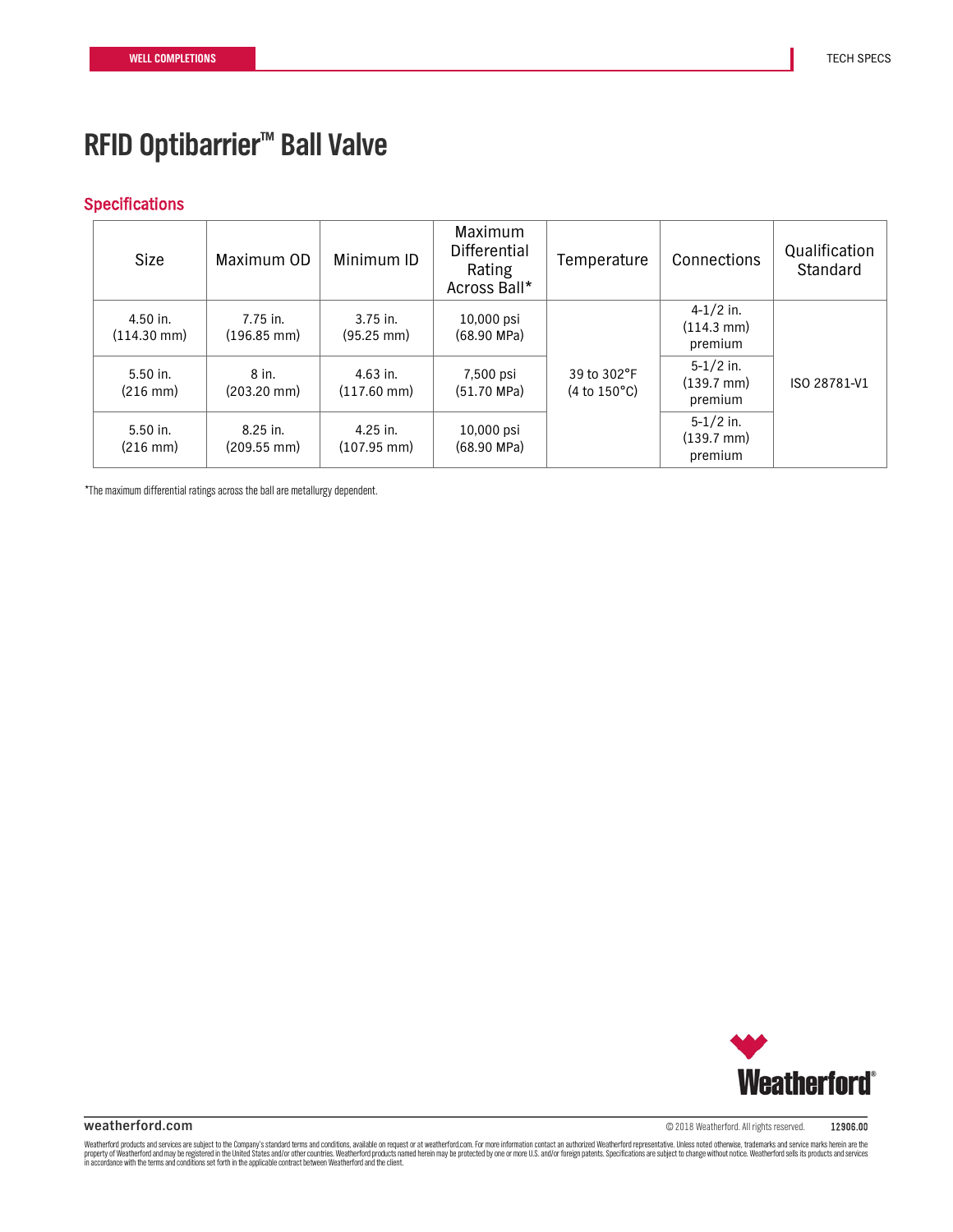# RFID Optibarrier™ Ball Valve

## Specifications

| Size | Maximum OD | Minimum ID | Maximum Differential Rating Across Ball* | Temperature | Connections | Qualification Standard |
|---|---|---|---|---|---|---|
| 4.50 in. (114.30 mm) | 7.75 in. (196.85 mm) | 3.75 in. (95.25 mm) | 10,000 psi (68.90 MPa) | 39 to 302°F (4 to 150°C) | 4-1/2 in. (114.3 mm) premium | ISO 28781-V1 |
| 5.50 in. (216 mm) | 8 in. (203.20 mm) | 4.63 in. (117.60 mm) | 7,500 psi (51.70 MPa) | | 5-1/2 in. (139.7 mm) premium | |
| 5.50 in. (216 mm) | 8.25 in. (209.55 mm) | 4.25 in. (107.95 mm) | 10,000 psi (68.90 MPa) | | 5-1/2 in. (139.7 mm) premium | |

*The maximum differential ratings across the ball are metallurgy dependent.

weatherford.com

© 2018 Weatherford. All rights reserved. 12906.00

Weatherford products and services are subject to the Company's standard terms and conditions, available on request or at weatherford.com. For more information contact an authorized Weatherford representative. Unless noted otherwise, trademarks and service marks herein are the property of Weatherford and may be registered in the United States and/or other countries. Weatherford products named herein may be protected by one or more U.S. and/or foreign patents. Specifications are subject to change without notice. Weatherford sells its products and services in accordance with the terms and conditions set forth in the applicable contract between Weatherford and the client.